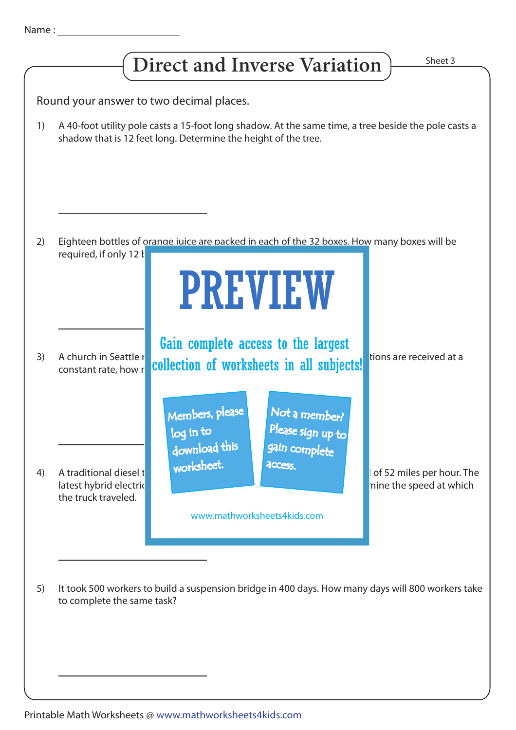Name : ____________________

# Direct and Inverse Variation

Sheet 3

Round your answer to two decimal places.

1) A 40-foot utility pole casts a 15-foot long shadow. At the same time, a tree beside the pole casts a shadow that is 12 feet long. Determine the height of the tree.

____________________

2) Eighteen bottles of orange juice are packed in each of the 32 boxes. How many boxes will be required, if only 12 b

____________________

3) A church in Seattle r tions are received at a constant rate, how r

____________________

4) A traditional diesel t l of 52 miles per hour. The latest hybrid electric mine the speed at which the truck traveled.

____________________

PREVIEW

Gain complete access to the largest collection of worksheets in all subjects!

Members, please log in to download this worksheet.

Not a member? Please sign up to gain complete access.

www.mathworksheets4kids.com

5) It took 500 workers to build a suspension bridge in 400 days. How many days will 800 workers take to complete the same task?

____________________

Printable Math Worksheets @ www.mathworksheets4kids.com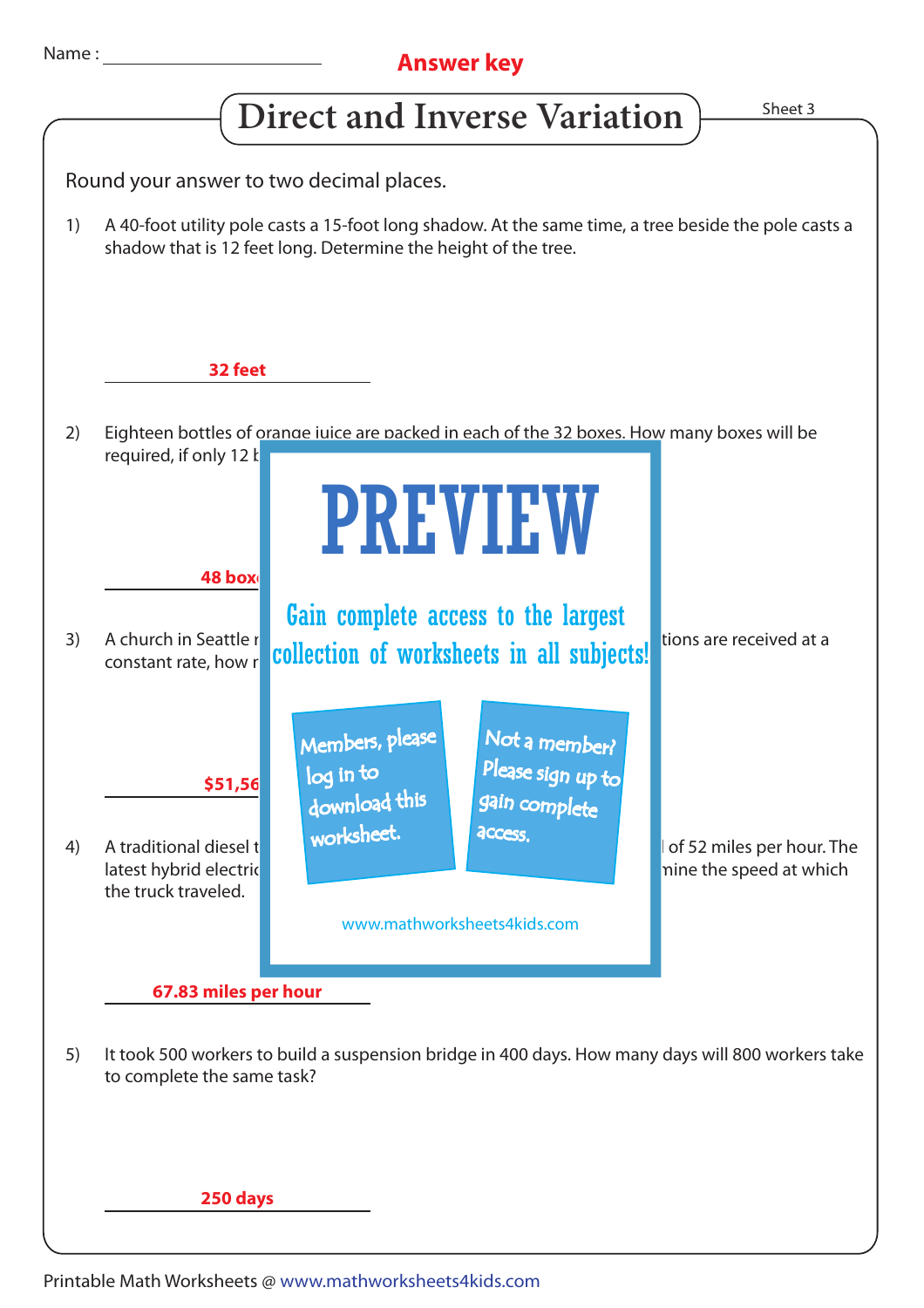Name : ____________________ **Answer key**

# Direct and Inverse Variation

Sheet 3

Round your answer to two decimal places.

1) A 40-foot utility pole casts a 15-foot long shadow. At the same time, a tree beside the pole casts a shadow that is 12 feet long. Determine the height of the tree.

**32 feet**

2) Eighteen bottles of orange juice are packed in each of the 32 boxes. How many boxes will be required, if only 12 b

**48 box**

PREVIEW

Gain complete access to the largest collection of worksheets in all subjects!

Members, please log in to download this worksheet.

Not a member? Please sign up to gain complete access.

www.mathworksheets4kids.com

3) A church in Seattle r tions are received at a constant rate, how r

**$51,56**

4) A traditional diesel t l of 52 miles per hour. The latest hybrid electric mine the speed at which the truck traveled.

**67.83 miles per hour**

5) It took 500 workers to build a suspension bridge in 400 days. How many days will 800 workers take to complete the same task?

**250 days**

Printable Math Worksheets @ www.mathworksheets4kids.com